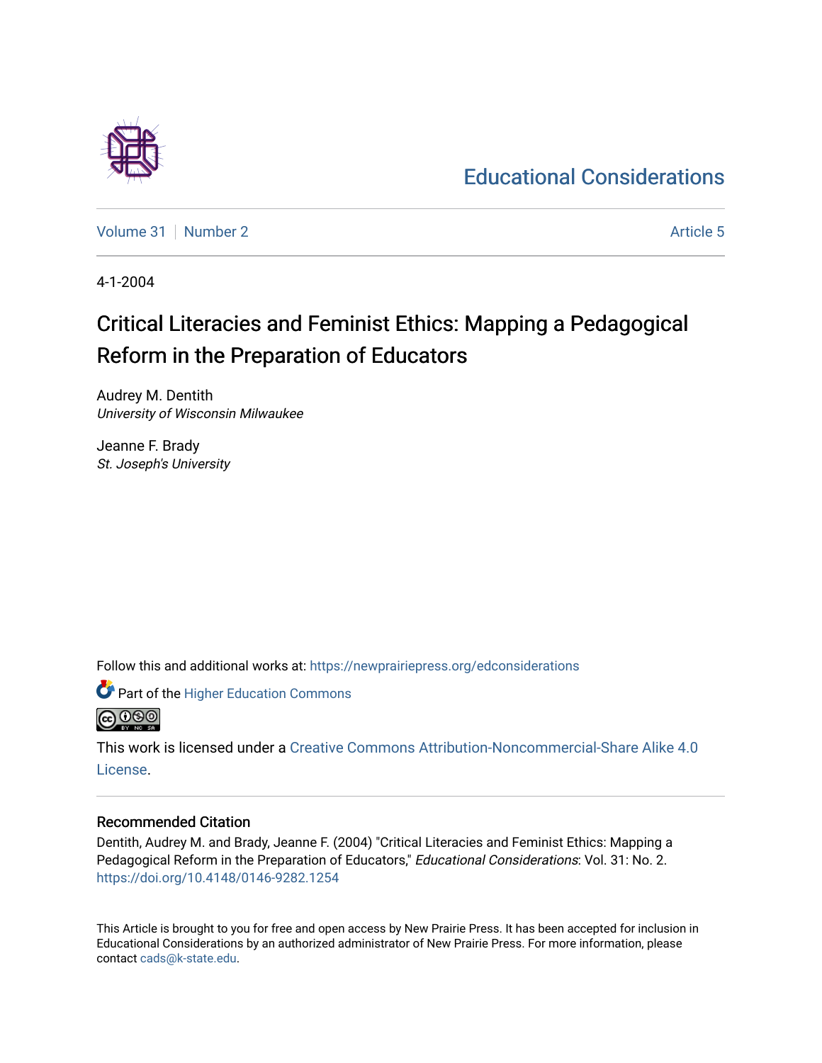Educational Considerations

Volume 31 | Number 2 | Article 5

4-1-2004

# Critical Literacies and Feminist Ethics: Mapping a Pedagogical Reform in the Preparation of Educators

Audrey M. Dentith
*University of Wisconsin Milwaukee*

Jeanne F. Brady
*St. Joseph's University*

Follow this and additional works at: https://newprairiepress.org/edconsiderations

Part of the Higher Education Commons

This work is licensed under a Creative Commons Attribution-Noncommercial-Share Alike 4.0 License.

### Recommended Citation

Dentith, Audrey M. and Brady, Jeanne F. (2004) "Critical Literacies and Feminist Ethics: Mapping a Pedagogical Reform in the Preparation of Educators," *Educational Considerations*: Vol. 31: No. 2. https://doi.org/10.4148/0146-9282.1254

This Article is brought to you for free and open access by New Prairie Press. It has been accepted for inclusion in Educational Considerations by an authorized administrator of New Prairie Press. For more information, please contact cads@k-state.edu.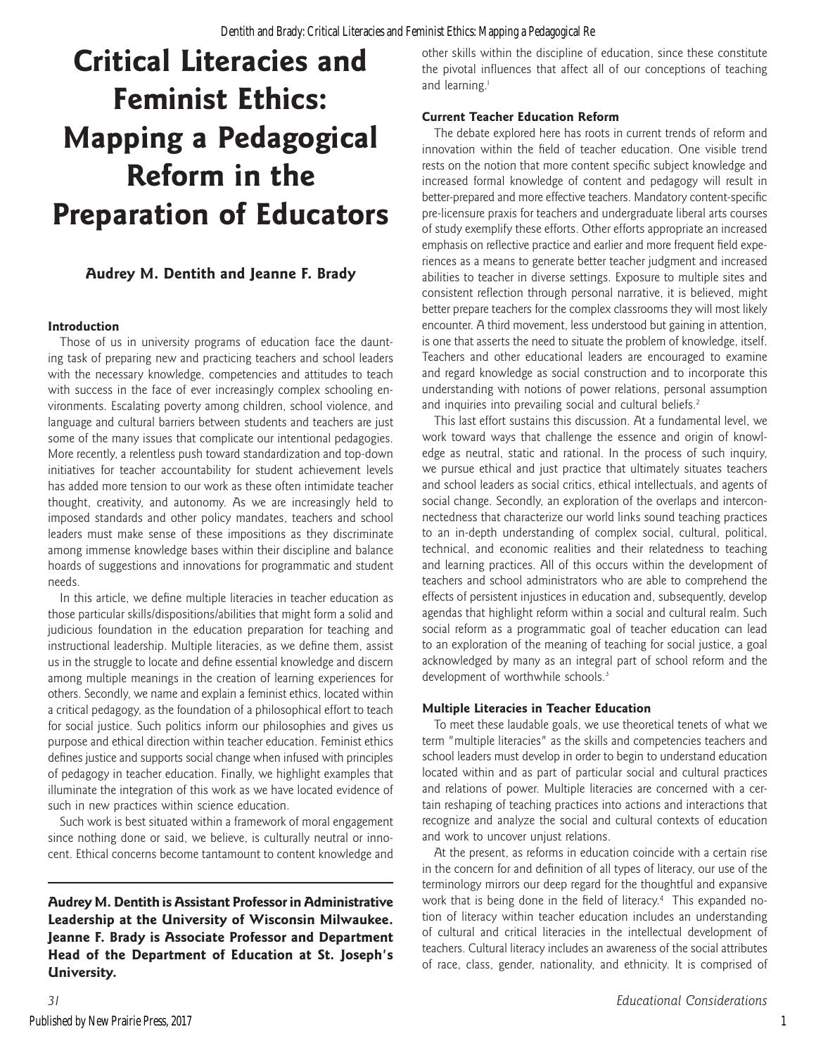# Critical Literacies and Feminist Ethics: Mapping a Pedagogical Reform in the Preparation of Educators

### Audrey M. Dentith and Jeanne F. Brady

#### Introduction

Those of us in university programs of education face the daunting task of preparing new and practicing teachers and school leaders with the necessary knowledge, competencies and attitudes to teach with success in the face of ever increasingly complex schooling environments. Escalating poverty among children, school violence, and language and cultural barriers between students and teachers are just some of the many issues that complicate our intentional pedagogies. More recently, a relentless push toward standardization and top-down initiatives for teacher accountability for student achievement levels has added more tension to our work as these often intimidate teacher thought, creativity, and autonomy. As we are increasingly held to imposed standards and other policy mandates, teachers and school leaders must make sense of these impositions as they discriminate among immense knowledge bases within their discipline and balance hoards of suggestions and innovations for programmatic and student needs.

In this article, we define multiple literacies in teacher education as those particular skills/dispositions/abilities that might form a solid and judicious foundation in the education preparation for teaching and instructional leadership. Multiple literacies, as we define them, assist us in the struggle to locate and define essential knowledge and discern among multiple meanings in the creation of learning experiences for others. Secondly, we name and explain a feminist ethics, located within a critical pedagogy, as the foundation of a philosophical effort to teach for social justice. Such politics inform our philosophies and gives us purpose and ethical direction within teacher education. Feminist ethics defines justice and supports social change when infused with principles of pedagogy in teacher education. Finally, we highlight examples that illuminate the integration of this work as we have located evidence of such in new practices within science education.

Such work is best situated within a framework of moral engagement since nothing done or said, we believe, is culturally neutral or innocent. Ethical concerns become tantamount to content knowledge and other skills within the discipline of education, since these constitute the pivotal influences that affect all of our conceptions of teaching and learning.[1]

**Audrey M. Dentith is Assistant Professor in Administrative Leadership at the University of Wisconsin Milwaukee. Jeanne F. Brady is Associate Professor and Department Head of the Department of Education at St. Joseph's University.**

#### Current Teacher Education Reform

The debate explored here has roots in current trends of reform and innovation within the field of teacher education. One visible trend rests on the notion that more content specific subject knowledge and increased formal knowledge of content and pedagogy will result in better-prepared and more effective teachers. Mandatory content-specific pre-licensure praxis for teachers and undergraduate liberal arts courses of study exemplify these efforts. Other efforts appropriate an increased emphasis on reflective practice and earlier and more frequent field experiences as a means to generate better teacher judgment and increased abilities to teacher in diverse settings. Exposure to multiple sites and consistent reflection through personal narrative, it is believed, might better prepare teachers for the complex classrooms they will most likely encounter. A third movement, less understood but gaining in attention, is one that asserts the need to situate the problem of knowledge, itself. Teachers and other educational leaders are encouraged to examine and regard knowledge as social construction and to incorporate this understanding with notions of power relations, personal assumption and inquiries into prevailing social and cultural beliefs.[2]

This last effort sustains this discussion. At a fundamental level, we work toward ways that challenge the essence and origin of knowledge as neutral, static and rational. In the process of such inquiry, we pursue ethical and just practice that ultimately situates teachers and school leaders as social critics, ethical intellectuals, and agents of social change. Secondly, an exploration of the overlaps and interconnectedness that characterize our world links sound teaching practices to an in-depth understanding of complex social, cultural, political, technical, and economic realities and their relatedness to teaching and learning practices. All of this occurs within the development of teachers and school administrators who are able to comprehend the effects of persistent injustices in education and, subsequently, develop agendas that highlight reform within a social and cultural realm. Such social reform as a programmatic goal of teacher education can lead to an exploration of the meaning of teaching for social justice, a goal acknowledged by many as an integral part of school reform and the development of worthwhile schools.[3]

#### Multiple Literacies in Teacher Education

To meet these laudable goals, we use theoretical tenets of what we term "multiple literacies" as the skills and competencies teachers and school leaders must develop in order to begin to understand education located within and as part of particular social and cultural practices and relations of power. Multiple literacies are concerned with a certain reshaping of teaching practices into actions and interactions that recognize and analyze the social and cultural contexts of education and work to uncover unjust relations.

At the present, as reforms in education coincide with a certain rise in the concern for and definition of all types of literacy, our use of the terminology mirrors our deep regard for the thoughtful and expansive work that is being done in the field of literacy.[4] This expanded notion of literacy within teacher education includes an understanding of cultural and critical literacies in the intellectual development of teachers. Cultural literacy includes an awareness of the social attributes of race, class, gender, nationality, and ethnicity. It is comprised of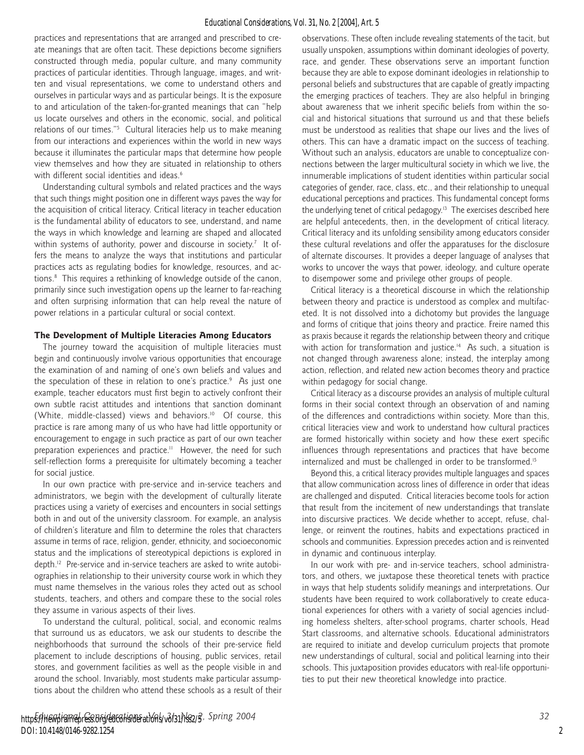practices and representations that are arranged and prescribed to create meanings that are often tacit. These depictions become signifiers constructed through media, popular culture, and many community practices of particular identities. Through language, images, and written and visual representations, we come to understand others and ourselves in particular ways and as particular beings. It is the exposure to and articulation of the taken-for-granted meanings that can "help us locate ourselves and others in the economic, social, and political relations of our times."[5] Cultural literacies help us to make meaning from our interactions and experiences within the world in new ways because it illuminates the particular maps that determine how people view themselves and how they are situated in relationship to others with different social identities and ideas.[6]

Understanding cultural symbols and related practices and the ways that such things might position one in different ways paves the way for the acquisition of critical literacy. Critical literacy in teacher education is the fundamental ability of educators to see, understand, and name the ways in which knowledge and learning are shaped and allocated within systems of authority, power and discourse in society.[7] It offers the means to analyze the ways that institutions and particular practices acts as regulating bodies for knowledge, resources, and actions.[8] This requires a rethinking of knowledge outside of the canon, primarily since such investigation opens up the learner to far-reaching and often surprising information that can help reveal the nature of power relations in a particular cultural or social context.

## The Development of Multiple Literacies Among Educators

The journey toward the acquisition of multiple literacies must begin and continuously involve various opportunities that encourage the examination of and naming of one's own beliefs and values and the speculation of these in relation to one's practice.[9] As just one example, teacher educators must first begin to actively confront their own subtle racist attitudes and intentions that sanction dominant (White, middle-classed) views and behaviors.[10] Of course, this practice is rare among many of us who have had little opportunity or encouragement to engage in such practice as part of our own teacher preparation experiences and practice.[11] However, the need for such self-reflection forms a prerequisite for ultimately becoming a teacher for social justice.

In our own practice with pre-service and in-service teachers and administrators, we begin with the development of culturally literate practices using a variety of exercises and encounters in social settings both in and out of the university classroom. For example, an analysis of children's literature and film to determine the roles that characters assume in terms of race, religion, gender, ethnicity, and socioeconomic status and the implications of stereotypical depictions is explored in depth.[12] Pre-service and in-service teachers are asked to write autobiographies in relationship to their university course work in which they must name themselves in the various roles they acted out as school students, teachers, and others and compare these to the social roles they assume in various aspects of their lives.

To understand the cultural, political, social, and economic realms that surround us as educators, we ask our students to describe the neighborhoods that surround the schools of their pre-service field placement to include descriptions of housing, public services, retail stores, and government facilities as well as the people visible in and around the school. Invariably, most students make particular assumptions about the children who attend these schools as a result of their observations. These often include revealing statements of the tacit, but usually unspoken, assumptions within dominant ideologies of poverty, race, and gender. These observations serve an important function because they are able to expose dominant ideologies in relationship to personal beliefs and substructures that are capable of greatly impacting the emerging practices of teachers. They are also helpful in bringing about awareness that we inherit specific beliefs from within the social and historical situations that surround us and that these beliefs must be understood as realities that shape our lives and the lives of others. This can have a dramatic impact on the success of teaching. Without such an analysis, educators are unable to conceptualize connections between the larger multicultural society in which we live, the innumerable implications of student identities within particular social categories of gender, race, class, etc., and their relationship to unequal educational perceptions and practices. This fundamental concept forms the underlying tenet of critical pedagogy.[13] The exercises described here are helpful antecedents, then, in the development of critical literacy. Critical literacy and its unfolding sensibility among educators consider these cultural revelations and offer the apparatuses for the disclosure of alternate discourses. It provides a deeper language of analyses that works to uncover the ways that power, ideology, and culture operate to disempower some and privilege other groups of people.

Critical literacy is a theoretical discourse in which the relationship between theory and practice is understood as complex and multifaceted. It is not dissolved into a dichotomy but provides the language and forms of critique that joins theory and practice. Freire named this as praxis because it regards the relationship between theory and critique with action for transformation and justice.[14] As such, a situation is not changed through awareness alone; instead, the interplay among action, reflection, and related new action becomes theory and practice within pedagogy for social change.

Critical literacy as a discourse provides an analysis of multiple cultural forms in their social context through an observation of and naming of the differences and contradictions within society. More than this, critical literacies view and work to understand how cultural practices are formed historically within society and how these exert specific influences through representations and practices that have become internalized and must be challenged in order to be transformed.[15]

Beyond this, a critical literacy provides multiple languages and spaces that allow communication across lines of difference in order that ideas are challenged and disputed. Critical literacies become tools for action that result from the incitement of new understandings that translate into discursive practices. We decide whether to accept, refuse, challenge, or reinvent the routines, habits and expectations practiced in schools and communities. Expression precedes action and is reinvented in dynamic and continuous interplay.

In our work with pre- and in-service teachers, school administrators, and others, we juxtapose these theoretical tenets with practice in ways that help students solidify meanings and interpretations. Our students have been required to work collaboratively to create educational experiences for others with a variety of social agencies including homeless shelters, after-school programs, charter schools, Head Start classrooms, and alternative schools. Educational administrators are required to initiate and develop curriculum projects that promote new understandings of cultural, social and political learning into their schools. This juxtaposition provides educators with real-life opportunities to put their new theoretical knowledge into practice.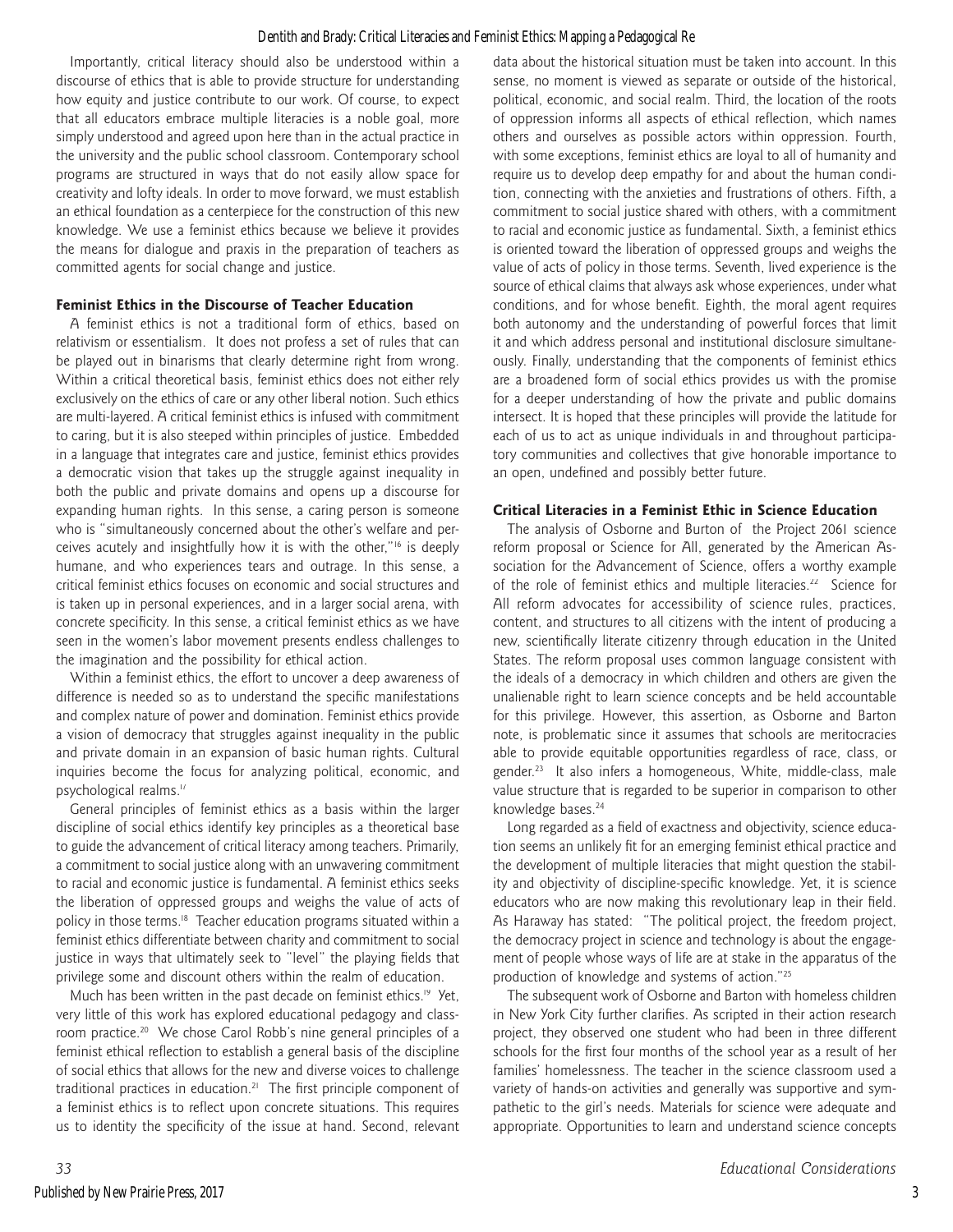Importantly, critical literacy should also be understood within a discourse of ethics that is able to provide structure for understanding how equity and justice contribute to our work. Of course, to expect that all educators embrace multiple literacies is a noble goal, more simply understood and agreed upon here than in the actual practice in the university and the public school classroom. Contemporary school programs are structured in ways that do not easily allow space for creativity and lofty ideals. In order to move forward, we must establish an ethical foundation as a centerpiece for the construction of this new knowledge. We use a feminist ethics because we believe it provides the means for dialogue and praxis in the preparation of teachers as committed agents for social change and justice.

### Feminist Ethics in the Discourse of Teacher Education

A feminist ethics is not a traditional form of ethics, based on relativism or essentialism. It does not profess a set of rules that can be played out in binarisms that clearly determine right from wrong. Within a critical theoretical basis, feminist ethics does not either rely exclusively on the ethics of care or any other liberal notion. Such ethics are multi-layered. A critical feminist ethics is infused with commitment to caring, but it is also steeped within principles of justice. Embedded in a language that integrates care and justice, feminist ethics provides a democratic vision that takes up the struggle against inequality in both the public and private domains and opens up a discourse for expanding human rights. In this sense, a caring person is someone who is "simultaneously concerned about the other's welfare and perceives acutely and insightfully how it is with the other,"[16] is deeply humane, and who experiences tears and outrage. In this sense, a critical feminist ethics focuses on economic and social structures and is taken up in personal experiences, and in a larger social arena, with concrete specificity. In this sense, a critical feminist ethics as we have seen in the women's labor movement presents endless challenges to the imagination and the possibility for ethical action.

Within a feminist ethics, the effort to uncover a deep awareness of difference is needed so as to understand the specific manifestations and complex nature of power and domination. Feminist ethics provide a vision of democracy that struggles against inequality in the public and private domain in an expansion of basic human rights. Cultural inquiries become the focus for analyzing political, economic, and psychological realms.[17]

General principles of feminist ethics as a basis within the larger discipline of social ethics identify key principles as a theoretical base to guide the advancement of critical literacy among teachers. Primarily, a commitment to social justice along with an unwavering commitment to racial and economic justice is fundamental. A feminist ethics seeks the liberation of oppressed groups and weighs the value of acts of policy in those terms.[18] Teacher education programs situated within a feminist ethics differentiate between charity and commitment to social justice in ways that ultimately seek to "level" the playing fields that privilege some and discount others within the realm of education.

Much has been written in the past decade on feminist ethics.[19] Yet, very little of this work has explored educational pedagogy and classroom practice.[20] We chose Carol Robb's nine general principles of a feminist ethical reflection to establish a general basis of the discipline of social ethics that allows for the new and diverse voices to challenge traditional practices in education.[21] The first principle component of a feminist ethics is to reflect upon concrete situations. This requires us to identity the specificity of the issue at hand. Second, relevant data about the historical situation must be taken into account. In this sense, no moment is viewed as separate or outside of the historical, political, economic, and social realm. Third, the location of the roots of oppression informs all aspects of ethical reflection, which names others and ourselves as possible actors within oppression. Fourth, with some exceptions, feminist ethics are loyal to all of humanity and require us to develop deep empathy for and about the human condition, connecting with the anxieties and frustrations of others. Fifth, a commitment to social justice shared with others, with a commitment to racial and economic justice as fundamental. Sixth, a feminist ethics is oriented toward the liberation of oppressed groups and weighs the value of acts of policy in those terms. Seventh, lived experience is the source of ethical claims that always ask whose experiences, under what conditions, and for whose benefit. Eighth, the moral agent requires both autonomy and the understanding of powerful forces that limit it and which address personal and institutional disclosure simultaneously. Finally, understanding that the components of feminist ethics are a broadened form of social ethics provides us with the promise for a deeper understanding of how the private and public domains intersect. It is hoped that these principles will provide the latitude for each of us to act as unique individuals in and throughout participatory communities and collectives that give honorable importance to an open, undefined and possibly better future.

### Critical Literacies in a Feminist Ethic in Science Education

The analysis of Osborne and Burton of the Project 2061 science reform proposal or Science for All, generated by the American Association for the Advancement of Science, offers a worthy example of the role of feminist ethics and multiple literacies.[22] Science for All reform advocates for accessibility of science rules, practices, content, and structures to all citizens with the intent of producing a new, scientifically literate citizenry through education in the United States. The reform proposal uses common language consistent with the ideals of a democracy in which children and others are given the unalienable right to learn science concepts and be held accountable for this privilege. However, this assertion, as Osborne and Barton note, is problematic since it assumes that schools are meritocracies able to provide equitable opportunities regardless of race, class, or gender.[23] It also infers a homogeneous, White, middle-class, male value structure that is regarded to be superior in comparison to other knowledge bases.[24]

Long regarded as a field of exactness and objectivity, science education seems an unlikely fit for an emerging feminist ethical practice and the development of multiple literacies that might question the stability and objectivity of discipline-specific knowledge. Yet, it is science educators who are now making this revolutionary leap in their field. As Haraway has stated: "The political project, the freedom project, the democracy project in science and technology is about the engagement of people whose ways of life are at stake in the apparatus of the production of knowledge and systems of action."[25]

The subsequent work of Osborne and Barton with homeless children in New York City further clarifies. As scripted in their action research project, they observed one student who had been in three different schools for the first four months of the school year as a result of her families' homelessness. The teacher in the science classroom used a variety of hands-on activities and generally was supportive and sympathetic to the girl's needs. Materials for science were adequate and appropriate. Opportunities to learn and understand science concepts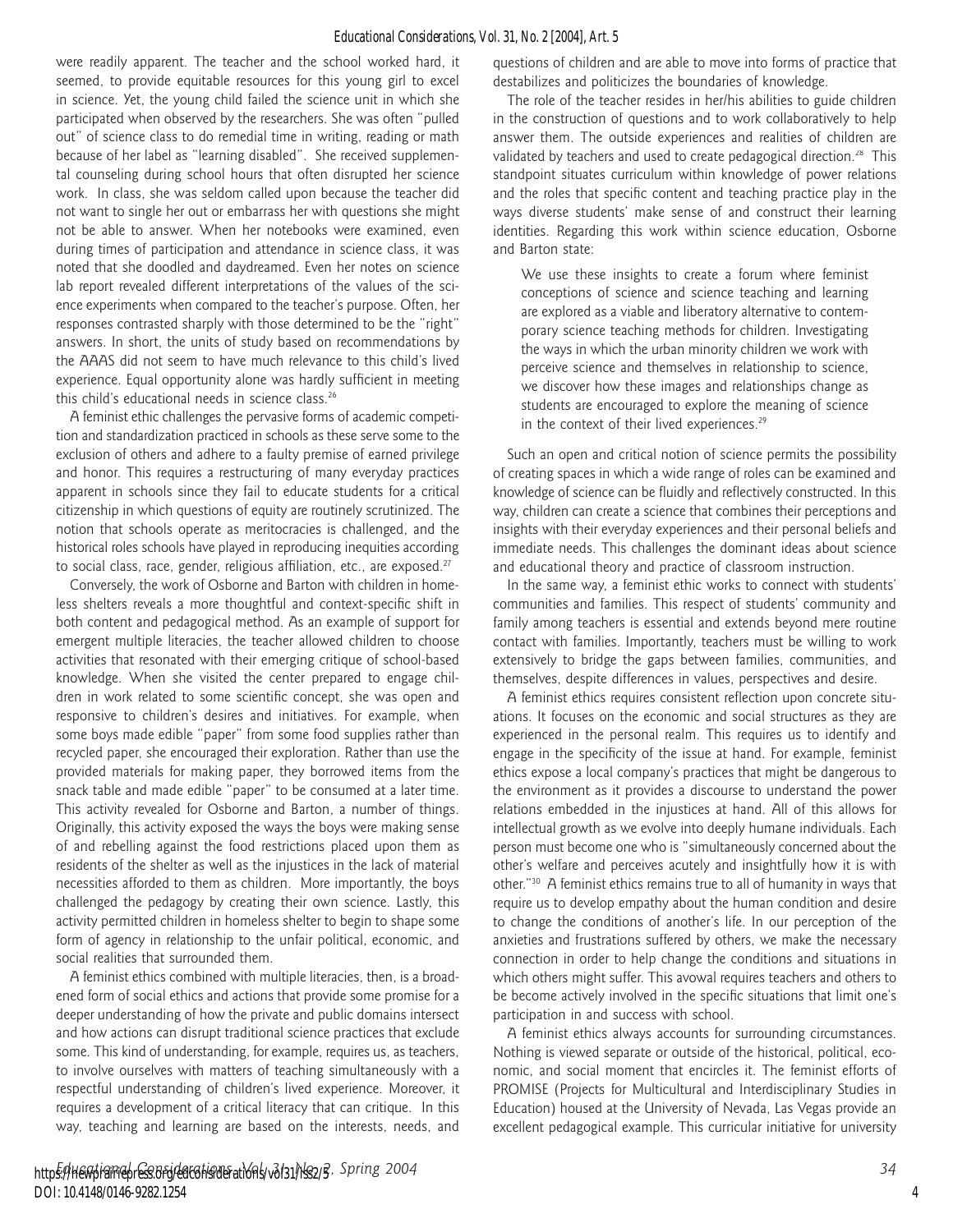were readily apparent. The teacher and the school worked hard, it seemed, to provide equitable resources for this young girl to excel in science. Yet, the young child failed the science unit in which she participated when observed by the researchers. She was often "pulled out" of science class to do remedial time in writing, reading or math because of her label as "learning disabled". She received supplemental counseling during school hours that often disrupted her science work. In class, she was seldom called upon because the teacher did not want to single her out or embarrass her with questions she might not be able to answer. When her notebooks were examined, even during times of participation and attendance in science class, it was noted that she doodled and daydreamed. Even her notes on science lab report revealed different interpretations of the values of the science experiments when compared to the teacher's purpose. Often, her responses contrasted sharply with those determined to be the "right" answers. In short, the units of study based on recommendations by the AAAS did not seem to have much relevance to this child's lived experience. Equal opportunity alone was hardly sufficient in meeting this child's educational needs in science class.[26]

A feminist ethic challenges the pervasive forms of academic competition and standardization practiced in schools as these serve some to the exclusion of others and adhere to a faulty premise of earned privilege and honor. This requires a restructuring of many everyday practices apparent in schools since they fail to educate students for a critical citizenship in which questions of equity are routinely scrutinized. The notion that schools operate as meritocracies is challenged, and the historical roles schools have played in reproducing inequities according to social class, race, gender, religious affiliation, etc., are exposed.[27]

Conversely, the work of Osborne and Barton with children in homeless shelters reveals a more thoughtful and context-specific shift in both content and pedagogical method. As an example of support for emergent multiple literacies, the teacher allowed children to choose activities that resonated with their emerging critique of school-based knowledge. When she visited the center prepared to engage children in work related to some scientific concept, she was open and responsive to children's desires and initiatives. For example, when some boys made edible "paper" from some food supplies rather than recycled paper, she encouraged their exploration. Rather than use the provided materials for making paper, they borrowed items from the snack table and made edible "paper" to be consumed at a later time. This activity revealed for Osborne and Barton, a number of things. Originally, this activity exposed the ways the boys were making sense of and rebelling against the food restrictions placed upon them as residents of the shelter as well as the injustices in the lack of material necessities afforded to them as children. More importantly, the boys challenged the pedagogy by creating their own science. Lastly, this activity permitted children in homeless shelter to begin to shape some form of agency in relationship to the unfair political, economic, and social realities that surrounded them.

A feminist ethics combined with multiple literacies, then, is a broadened form of social ethics and actions that provide some promise for a deeper understanding of how the private and public domains intersect and how actions can disrupt traditional science practices that exclude some. This kind of understanding, for example, requires us, as teachers, to involve ourselves with matters of teaching simultaneously with a respectful understanding of children's lived experience. Moreover, it requires a development of a critical literacy that can critique. In this way, teaching and learning are based on the interests, needs, and questions of children and are able to move into forms of practice that destabilizes and politicizes the boundaries of knowledge.

The role of the teacher resides in her/his abilities to guide children in the construction of questions and to work collaboratively to help answer them. The outside experiences and realities of children are validated by teachers and used to create pedagogical direction.[28] This standpoint situates curriculum within knowledge of power relations and the roles that specific content and teaching practice play in the ways diverse students' make sense of and construct their learning identities. Regarding this work within science education, Osborne and Barton state:

> We use these insights to create a forum where feminist conceptions of science and science teaching and learning are explored as a viable and liberatory alternative to contemporary science teaching methods for children. Investigating the ways in which the urban minority children we work with perceive science and themselves in relationship to science, we discover how these images and relationships change as students are encouraged to explore the meaning of science in the context of their lived experiences.[29]

Such an open and critical notion of science permits the possibility of creating spaces in which a wide range of roles can be examined and knowledge of science can be fluidly and reflectively constructed. In this way, children can create a science that combines their perceptions and insights with their everyday experiences and their personal beliefs and immediate needs. This challenges the dominant ideas about science and educational theory and practice of classroom instruction.

In the same way, a feminist ethic works to connect with students' communities and families. This respect of students' community and family among teachers is essential and extends beyond mere routine contact with families. Importantly, teachers must be willing to work extensively to bridge the gaps between families, communities, and themselves, despite differences in values, perspectives and desire.

A feminist ethics requires consistent reflection upon concrete situations. It focuses on the economic and social structures as they are experienced in the personal realm. This requires us to identify and engage in the specificity of the issue at hand. For example, feminist ethics expose a local company's practices that might be dangerous to the environment as it provides a discourse to understand the power relations embedded in the injustices at hand. All of this allows for intellectual growth as we evolve into deeply humane individuals. Each person must become one who is "simultaneously concerned about the other's welfare and perceives acutely and insightfully how it is with other."[30] A feminist ethics remains true to all of humanity in ways that require us to develop empathy about the human condition and desire to change the conditions of another's life. In our perception of the anxieties and frustrations suffered by others, we make the necessary connection in order to help change the conditions and situations in which others might suffer. This avowal requires teachers and others to be become actively involved in the specific situations that limit one's participation in and success with school.

A feminist ethics always accounts for surrounding circumstances. Nothing is viewed separate or outside of the historical, political, economic, and social moment that encircles it. The feminist efforts of PROMISE (Projects for Multicultural and Interdisciplinary Studies in Education) housed at the University of Nevada, Las Vegas provide an excellent pedagogical example. This curricular initiative for university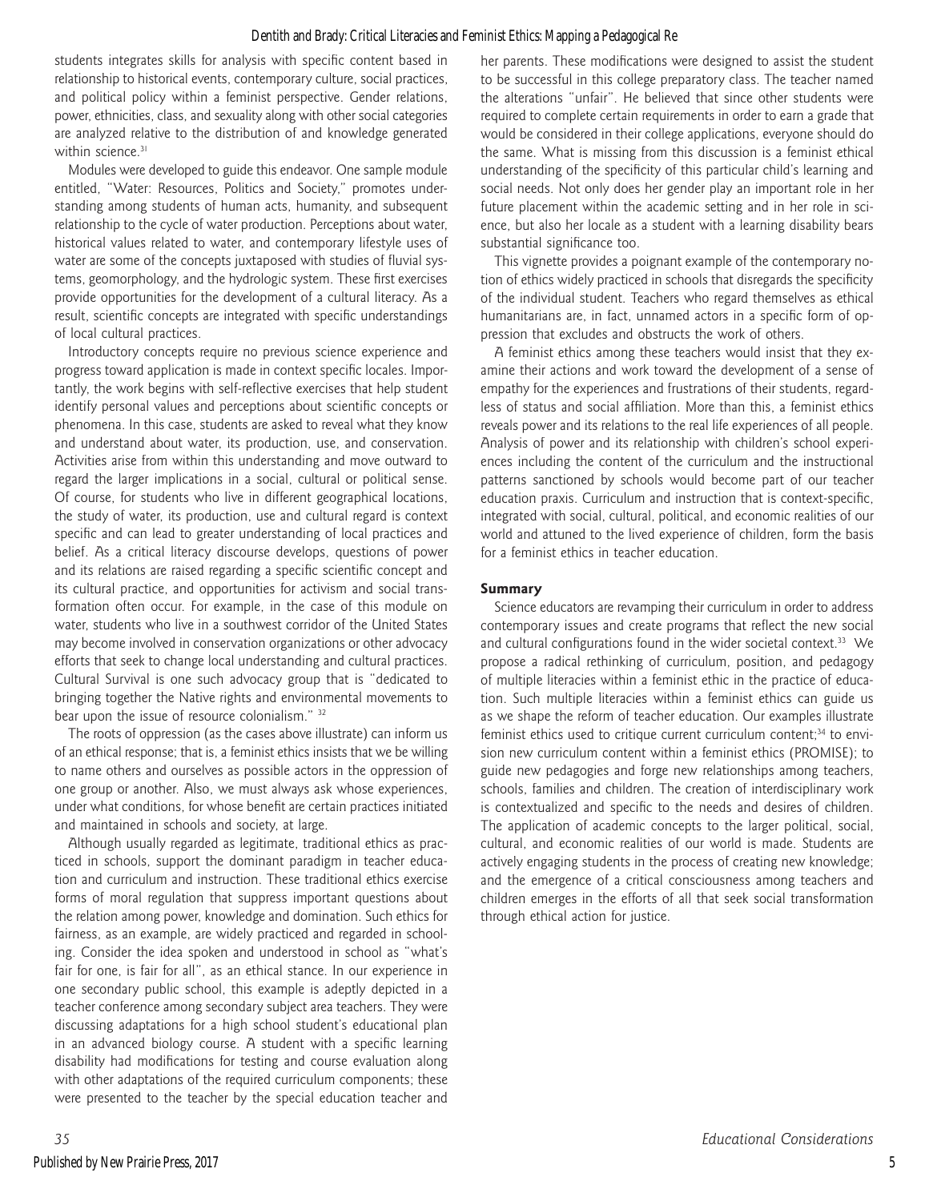students integrates skills for analysis with specific content based in relationship to historical events, contemporary culture, social practices, and political policy within a feminist perspective. Gender relations, power, ethnicities, class, and sexuality along with other social categories are analyzed relative to the distribution of and knowledge generated within science.[31]

Modules were developed to guide this endeavor. One sample module entitled, "Water: Resources, Politics and Society," promotes understanding among students of human acts, humanity, and subsequent relationship to the cycle of water production. Perceptions about water, historical values related to water, and contemporary lifestyle uses of water are some of the concepts juxtaposed with studies of fluvial systems, geomorphology, and the hydrologic system. These first exercises provide opportunities for the development of a cultural literacy. As a result, scientific concepts are integrated with specific understandings of local cultural practices.

Introductory concepts require no previous science experience and progress toward application is made in context specific locales. Importantly, the work begins with self-reflective exercises that help student identify personal values and perceptions about scientific concepts or phenomena. In this case, students are asked to reveal what they know and understand about water, its production, use, and conservation. Activities arise from within this understanding and move outward to regard the larger implications in a social, cultural or political sense. Of course, for students who live in different geographical locations, the study of water, its production, use and cultural regard is context specific and can lead to greater understanding of local practices and belief. As a critical literacy discourse develops, questions of power and its relations are raised regarding a specific scientific concept and its cultural practice, and opportunities for activism and social transformation often occur. For example, in the case of this module on water, students who live in a southwest corridor of the United States may become involved in conservation organizations or other advocacy efforts that seek to change local understanding and cultural practices. Cultural Survival is one such advocacy group that is "dedicated to bringing together the Native rights and environmental movements to bear upon the issue of resource colonialism." [32]

The roots of oppression (as the cases above illustrate) can inform us of an ethical response; that is, a feminist ethics insists that we be willing to name others and ourselves as possible actors in the oppression of one group or another. Also, we must always ask whose experiences, under what conditions, for whose benefit are certain practices initiated and maintained in schools and society, at large.

Although usually regarded as legitimate, traditional ethics as practiced in schools, support the dominant paradigm in teacher education and curriculum and instruction. These traditional ethics exercise forms of moral regulation that suppress important questions about the relation among power, knowledge and domination. Such ethics for fairness, as an example, are widely practiced and regarded in schooling. Consider the idea spoken and understood in school as "what's fair for one, is fair for all", as an ethical stance. In our experience in one secondary public school, this example is adeptly depicted in a teacher conference among secondary subject area teachers. They were discussing adaptations for a high school student's educational plan in an advanced biology course. A student with a specific learning disability had modifications for testing and course evaluation along with other adaptations of the required curriculum components; these were presented to the teacher by the special education teacher and her parents. These modifications were designed to assist the student to be successful in this college preparatory class. The teacher named the alterations "unfair". He believed that since other students were required to complete certain requirements in order to earn a grade that would be considered in their college applications, everyone should do the same. What is missing from this discussion is a feminist ethical understanding of the specificity of this particular child's learning and social needs. Not only does her gender play an important role in her future placement within the academic setting and in her role in science, but also her locale as a student with a learning disability bears substantial significance too.

This vignette provides a poignant example of the contemporary notion of ethics widely practiced in schools that disregards the specificity of the individual student. Teachers who regard themselves as ethical humanitarians are, in fact, unnamed actors in a specific form of oppression that excludes and obstructs the work of others.

A feminist ethics among these teachers would insist that they examine their actions and work toward the development of a sense of empathy for the experiences and frustrations of their students, regardless of status and social affiliation. More than this, a feminist ethics reveals power and its relations to the real life experiences of all people. Analysis of power and its relationship with children's school experiences including the content of the curriculum and the instructional patterns sanctioned by schools would become part of our teacher education praxis. Curriculum and instruction that is context-specific, integrated with social, cultural, political, and economic realities of our world and attuned to the lived experience of children, form the basis for a feminist ethics in teacher education.

## Summary

Science educators are revamping their curriculum in order to address contemporary issues and create programs that reflect the new social and cultural configurations found in the wider societal context.[33] We propose a radical rethinking of curriculum, position, and pedagogy of multiple literacies within a feminist ethic in the practice of education. Such multiple literacies within a feminist ethics can guide us as we shape the reform of teacher education. Our examples illustrate feminist ethics used to critique current curriculum content;[34] to envision new curriculum content within a feminist ethics (PROMISE); to guide new pedagogies and forge new relationships among teachers, schools, families and children. The creation of interdisciplinary work is contextualized and specific to the needs and desires of children. The application of academic concepts to the larger political, social, cultural, and economic realities of our world is made. Students are actively engaging students in the process of creating new knowledge; and the emergence of a critical consciousness among teachers and children emerges in the efforts of all that seek social transformation through ethical action for justice.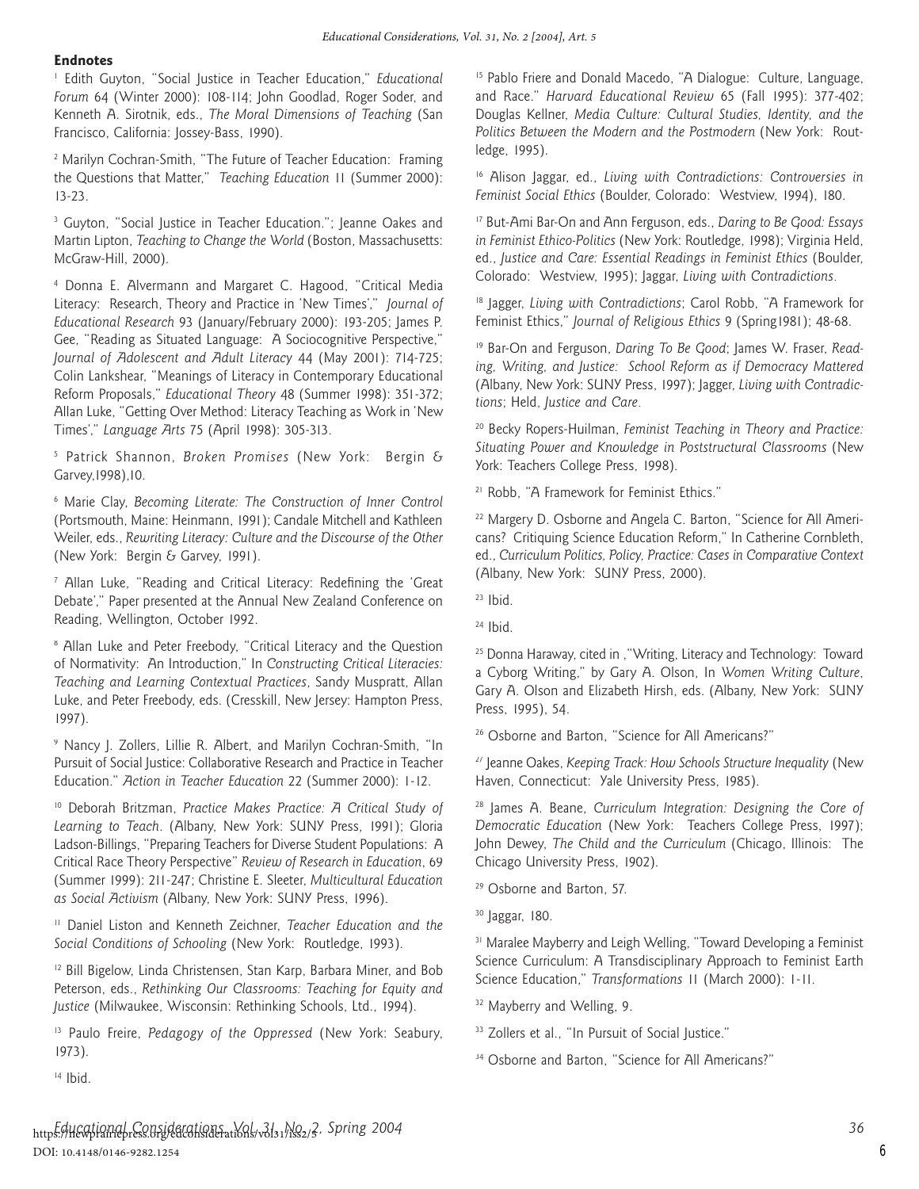## Endnotes

[1] Edith Guyton, "Social Justice in Teacher Education," *Educational Forum* 64 (Winter 2000): 108-114; John Goodlad, Roger Soder, and Kenneth A. Sirotnik, eds., *The Moral Dimensions of Teaching* (San Francisco, California: Jossey-Bass, 1990).

[2] Marilyn Cochran-Smith, "The Future of Teacher Education: Framing the Questions that Matter," *Teaching Education* 11 (Summer 2000): 13-23.

[3] Guyton, "Social Justice in Teacher Education."; Jeanne Oakes and Martin Lipton, *Teaching to Change the World* (Boston, Massachusetts: McGraw-Hill, 2000).

[4] Donna E. Alvermann and Margaret C. Hagood, "Critical Media Literacy: Research, Theory and Practice in 'New Times'," *Journal of Educational Research* 93 (January/February 2000): 193-205; James P. Gee, "Reading as Situated Language: A Sociocognitive Perspective," *Journal of Adolescent and Adult Literacy* 44 (May 2001): 714-725; Colin Lankshear, "Meanings of Literacy in Contemporary Educational Reform Proposals," *Educational Theory* 48 (Summer 1998): 351-372; Allan Luke, "Getting Over Method: Literacy Teaching as Work in 'New Times'," *Language Arts* 75 (April 1998): 305-313.

[5] Patrick Shannon, *Broken Promises* (New York: Bergin & Garvey,1998),10.

[6] Marie Clay, *Becoming Literate: The Construction of Inner Control* (Portsmouth, Maine: Heinmann, 1991); Candale Mitchell and Kathleen Weiler, eds., *Rewriting Literacy: Culture and the Discourse of the Other* (New York: Bergin & Garvey, 1991).

[7] Allan Luke, "Reading and Critical Literacy: Redefining the 'Great Debate'," Paper presented at the Annual New Zealand Conference on Reading, Wellington, October 1992.

[8] Allan Luke and Peter Freebody, "Critical Literacy and the Question of Normativity: An Introduction," In *Constructing Critical Literacies: Teaching and Learning Contextual Practices*, Sandy Muspratt, Allan Luke, and Peter Freebody, eds. (Cresskill, New Jersey: Hampton Press, 1997).

[9] Nancy J. Zollers, Lillie R. Albert, and Marilyn Cochran-Smith, "In Pursuit of Social Justice: Collaborative Research and Practice in Teacher Education." *Action in Teacher Education* 22 (Summer 2000): 1-12.

[10] Deborah Britzman, *Practice Makes Practice: A Critical Study of Learning to Teach*. (Albany, New York: SUNY Press, 1991); Gloria Ladson-Billings, "Preparing Teachers for Diverse Student Populations: A Critical Race Theory Perspective" *Review of Research in Education*, 69 (Summer 1999): 211-247; Christine E. Sleeter, *Multicultural Education as Social Activism* (Albany, New York: SUNY Press, 1996).

[11] Daniel Liston and Kenneth Zeichner, *Teacher Education and the Social Conditions of Schooling* (New York: Routledge, 1993).

[12] Bill Bigelow, Linda Christensen, Stan Karp, Barbara Miner, and Bob Peterson, eds., *Rethinking Our Classrooms: Teaching for Equity and Justice* (Milwaukee, Wisconsin: Rethinking Schools, Ltd., 1994).

[13] Paulo Freire, *Pedagogy of the Oppressed* (New York: Seabury, 1973).

[14] Ibid.

[15] Pablo Friere and Donald Macedo, "A Dialogue: Culture, Language, and Race." *Harvard Educational Review* 65 (Fall 1995): 377-402; Douglas Kellner, *Media Culture: Cultural Studies, Identity, and the Politics Between the Modern and the Postmodern* (New York: Routledge, 1995).

[16] Alison Jaggar, ed., *Living with Contradictions: Controversies in Feminist Social Ethics* (Boulder, Colorado: Westview, 1994), 180.

[17] But-Ami Bar-On and Ann Ferguson, eds., *Daring to Be Good: Essays in Feminist Ethico-Politics* (New York: Routledge, 1998); Virginia Held, ed., *Justice and Care: Essential Readings in Feminist Ethics* (Boulder, Colorado: Westview, 1995); Jaggar, *Living with Contradictions*.

[18] Jagger, *Living with Contradictions*; Carol Robb, "A Framework for Feminist Ethics," *Journal of Religious Ethics* 9 (Spring1981); 48-68.

[19] Bar-On and Ferguson, *Daring To Be Good*; James W. Fraser, *Reading, Writing, and Justice: School Reform as if Democracy Mattered* (Albany, New York: SUNY Press, 1997); Jagger, *Living with Contradictions*; Held, *Justice and Care*.

[20] Becky Ropers-Huilman, *Feminist Teaching in Theory and Practice: Situating Power and Knowledge in Poststructural Classrooms* (New York: Teachers College Press, 1998).

[21] Robb, "A Framework for Feminist Ethics."

[22] Margery D. Osborne and Angela C. Barton, "Science for All Americans? Critiquing Science Education Reform," In Catherine Cornbleth, ed., *Curriculum Politics, Policy, Practice: Cases in Comparative Context* (Albany, New York: SUNY Press, 2000).

[23] Ibid.

[24] Ibid.

[25] Donna Haraway, cited in ,"Writing, Literacy and Technology: Toward a Cyborg Writing," by Gary A. Olson, In *Women Writing Culture*, Gary A. Olson and Elizabeth Hirsh, eds. (Albany, New York: SUNY Press, 1995), 54.

[26] Osborne and Barton, "Science for All Americans?"

[27] Jeanne Oakes, *Keeping Track: How Schools Structure Inequality* (New Haven, Connecticut: Yale University Press, 1985).

[28] James A. Beane, *Curriculum Integration: Designing the Core of Democratic Education* (New York: Teachers College Press, 1997); John Dewey, *The Child and the Curriculum* (Chicago, Illinois: The Chicago University Press, 1902).

[29] Osborne and Barton, 57.

[30] Jaggar, 180.

[31] Maralee Mayberry and Leigh Welling, "Toward Developing a Feminist Science Curriculum: A Transdisciplinary Approach to Feminist Earth Science Education," *Transformations* 11 (March 2000): 1-11.

[32] Mayberry and Welling, 9.

[33] Zollers et al., "In Pursuit of Social Justice."

[34] Osborne and Barton, "Science for All Americans?"